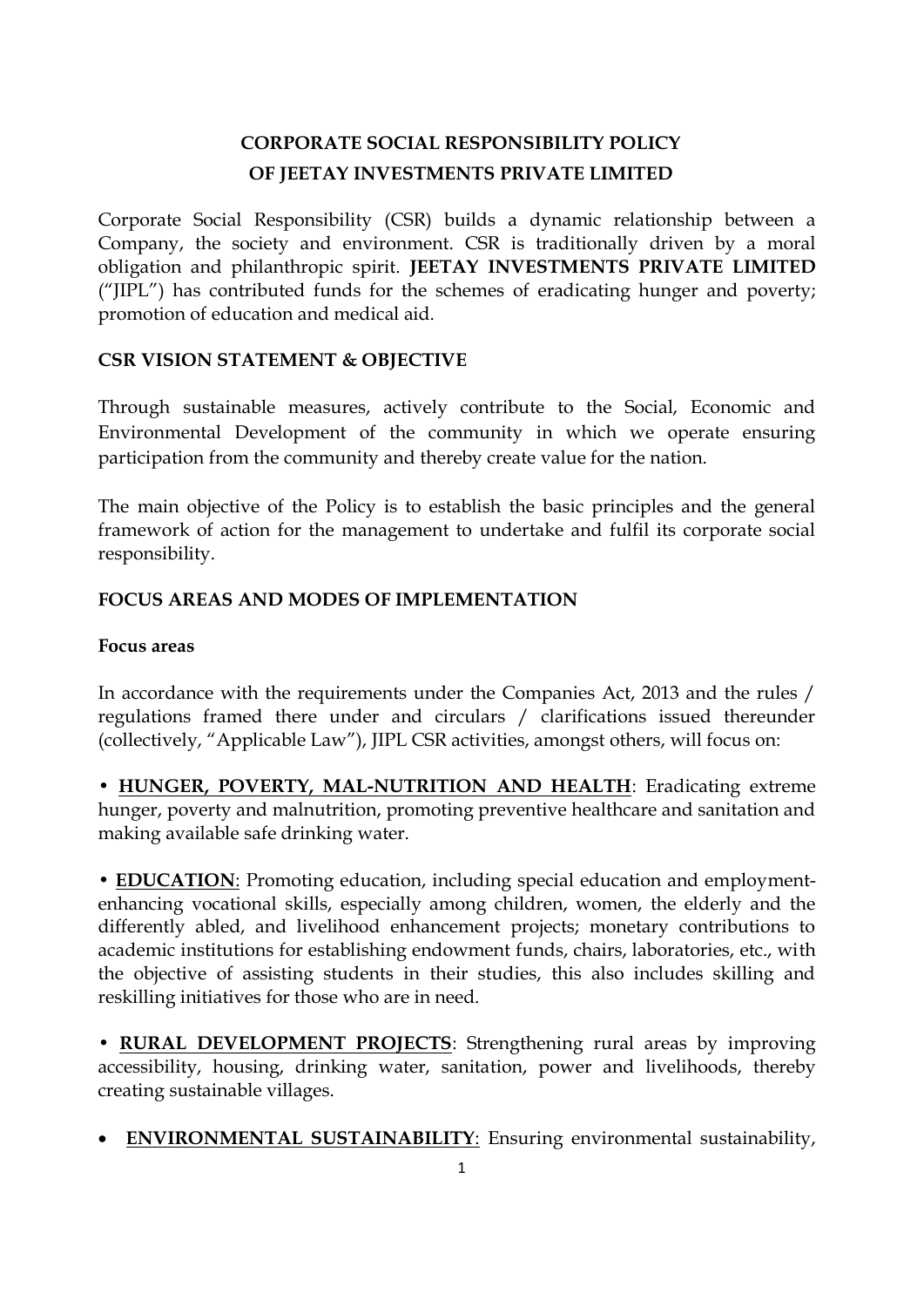# CORPORATE SOCIAL RESPONSIBILITY POLICY OF JEETAY INVESTMENTS PRIVATE LIMITED

Corporate Social Responsibility (CSR) builds a dynamic relationship between a Company, the society and environment. CSR is traditionally driven by a moral obligation and philanthropic spirit. **JEETAY INVESTMENTS PRIVATE LIMITED** ("JIPL") has contributed funds for the schemes of eradicating hunger and poverty; promotion of education and medical aid.

## CSR VISION STATEMENT & OBJECTIVE

Through sustainable measures, actively contribute to the Social, Economic and Environmental Development of the community in which we operate ensuring participation from the community and thereby create value for the nation.

The main objective of the Policy is to establish the basic principles and the general framework of action for the management to undertake and fulfil its corporate social responsibility.

## FOCUS AREAS AND MODES OF IMPLEMENTATION

### Focus areas

In accordance with the requirements under the Companies Act, 2013 and the rules / regulations framed there under and circulars / clarifications issued thereunder (collectively, "Applicable Law"), JIPL CSR activities, amongst others, will focus on:

- **HUNGER, POVERTY, MAL-NUTRITION AND HEALTH**: Eradicating extreme hunger, poverty and malnutrition, promoting preventive healthcare and sanitation and making available safe drinking water.

- **EDUCATION**: Promoting education, including special education and employment-enhancing vocational skills, especially among children, women, the elderly and the differently abled, and livelihood enhancement projects; monetary contributions to academic institutions for establishing endowment funds, chairs, laboratories, etc., with the objective of assisting students in their studies, this also includes skilling and reskilling initiatives for those who are in need.

- **RURAL DEVELOPMENT PROJECTS**: Strengthening rural areas by improving accessibility, housing, drinking water, sanitation, power and livelihoods, thereby creating sustainable villages.

- **ENVIRONMENTAL SUSTAINABILITY**: Ensuring environmental sustainability,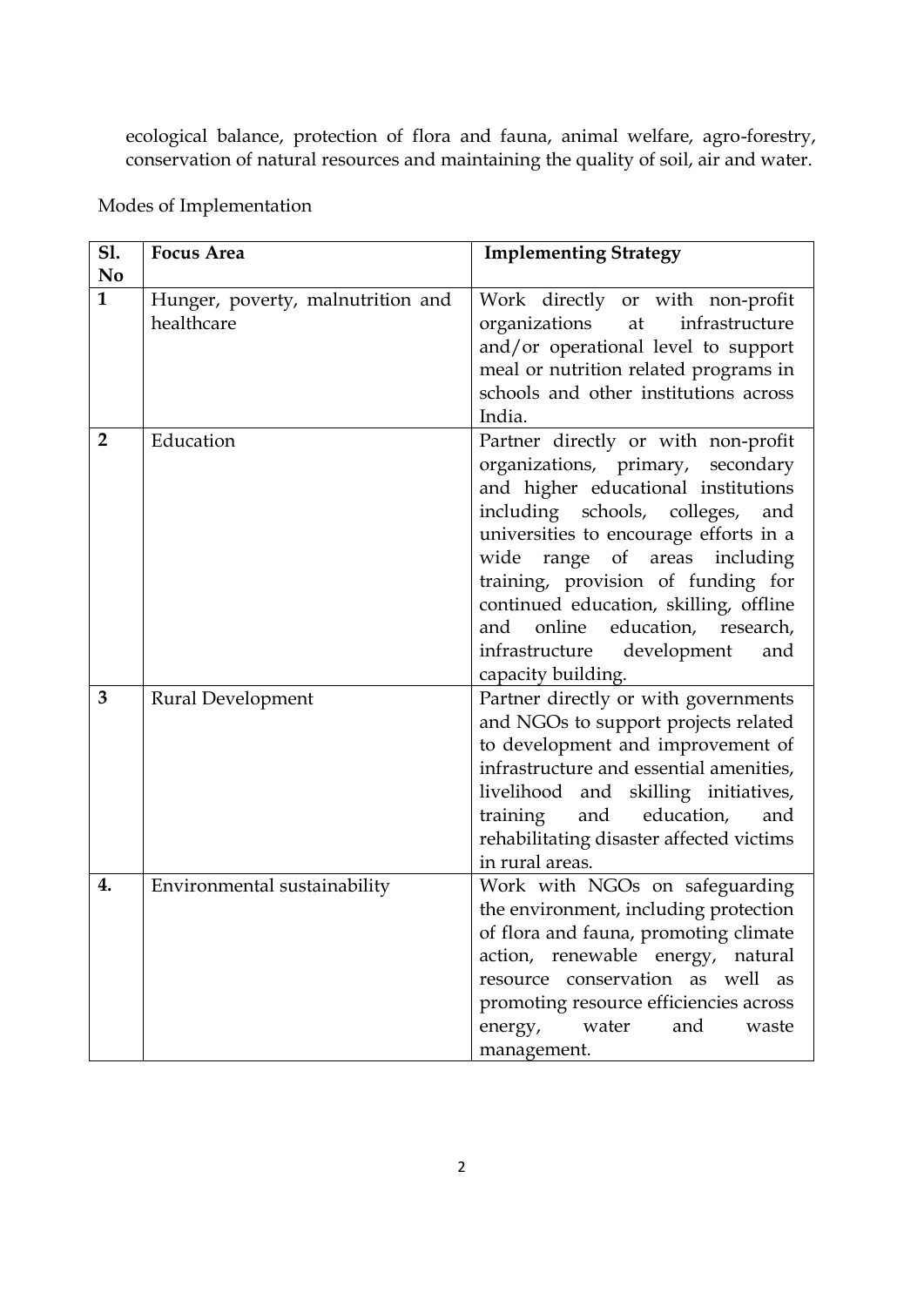ecological balance, protection of flora and fauna, animal welfare, agro-forestry, conservation of natural resources and maintaining the quality of soil, air and water.

Modes of Implementation

| Sl. No | Focus Area | Implementing Strategy |
|---|---|---|
| 1 | Hunger, poverty, malnutrition and healthcare | Work directly or with non-profit organizations at infrastructure and/or operational level to support meal or nutrition related programs in schools and other institutions across India. |
| 2 | Education | Partner directly or with non-profit organizations, primary, secondary and higher educational institutions including schools, colleges, and universities to encourage efforts in a wide range of areas including training, provision of funding for continued education, skilling, offline and online education, research, infrastructure development and capacity building. |
| 3 | Rural Development | Partner directly or with governments and NGOs to support projects related to development and improvement of infrastructure and essential amenities, livelihood and skilling initiatives, training and education, and rehabilitating disaster affected victims in rural areas. |
| 4. | Environmental sustainability | Work with NGOs on safeguarding the environment, including protection of flora and fauna, promoting climate action, renewable energy, natural resource conservation as well as promoting resource efficiencies across energy, water and waste management. |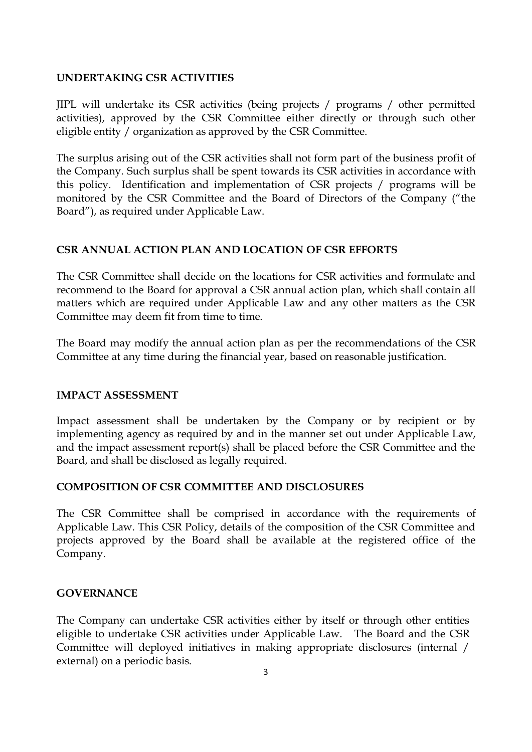## UNDERTAKING CSR ACTIVITIES

JIPL will undertake its CSR activities (being projects / programs / other permitted activities), approved by the CSR Committee either directly or through such other eligible entity / organization as approved by the CSR Committee.

The surplus arising out of the CSR activities shall not form part of the business profit of the Company. Such surplus shall be spent towards its CSR activities in accordance with this policy. Identification and implementation of CSR projects / programs will be monitored by the CSR Committee and the Board of Directors of the Company ("the Board"), as required under Applicable Law.

## CSR ANNUAL ACTION PLAN AND LOCATION OF CSR EFFORTS

The CSR Committee shall decide on the locations for CSR activities and formulate and recommend to the Board for approval a CSR annual action plan, which shall contain all matters which are required under Applicable Law and any other matters as the CSR Committee may deem fit from time to time.

The Board may modify the annual action plan as per the recommendations of the CSR Committee at any time during the financial year, based on reasonable justification.

## IMPACT ASSESSMENT

Impact assessment shall be undertaken by the Company or by recipient or by implementing agency as required by and in the manner set out under Applicable Law, and the impact assessment report(s) shall be placed before the CSR Committee and the Board, and shall be disclosed as legally required.

## COMPOSITION OF CSR COMMITTEE AND DISCLOSURES

The CSR Committee shall be comprised in accordance with the requirements of Applicable Law. This CSR Policy, details of the composition of the CSR Committee and projects approved by the Board shall be available at the registered office of the Company.

## GOVERNANCE

The Company can undertake CSR activities either by itself or through other entities eligible to undertake CSR activities under Applicable Law. The Board and the CSR Committee will deployed initiatives in making appropriate disclosures (internal / external) on a periodic basis.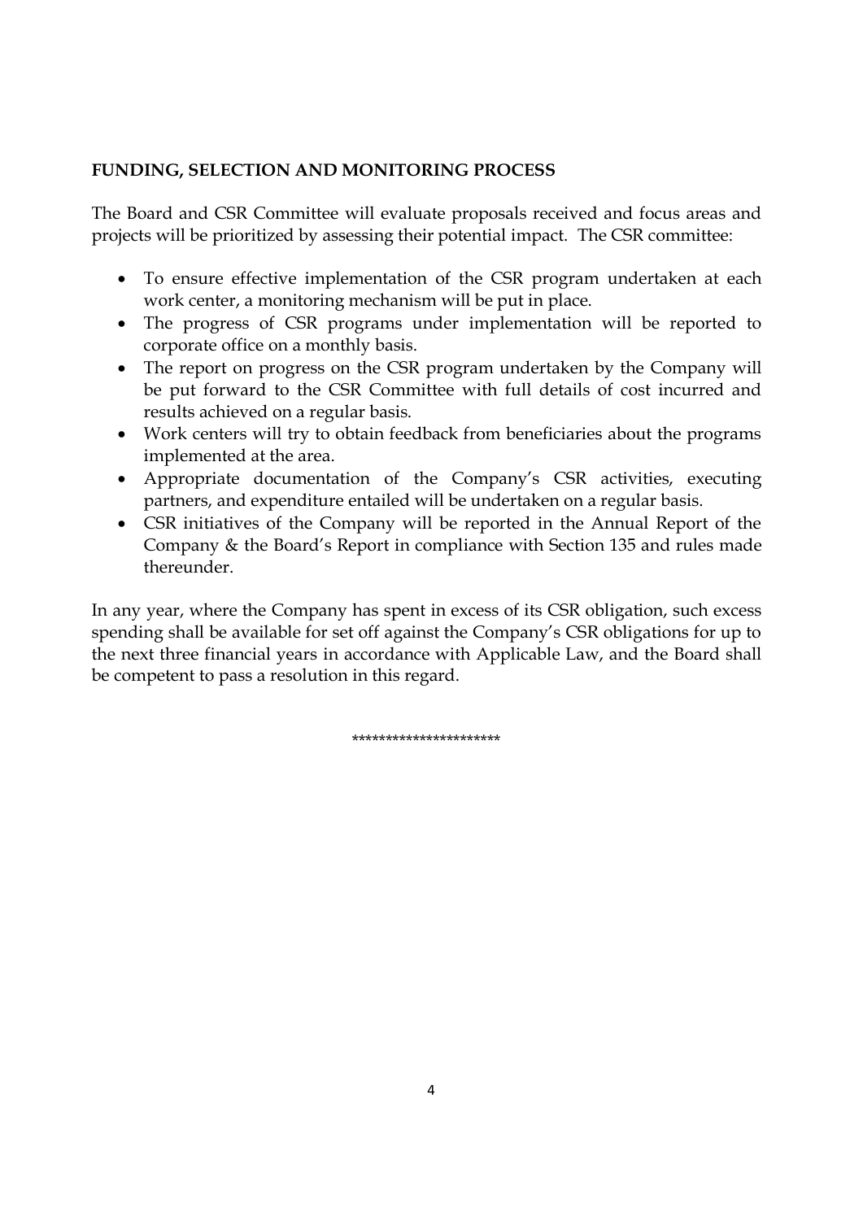**FUNDING, SELECTION AND MONITORING PROCESS**

The Board and CSR Committee will evaluate proposals received and focus areas and projects will be prioritized by assessing their potential impact. The CSR committee:

- To ensure effective implementation of the CSR program undertaken at each work center, a monitoring mechanism will be put in place.
- The progress of CSR programs under implementation will be reported to corporate office on a monthly basis.
- The report on progress on the CSR program undertaken by the Company will be put forward to the CSR Committee with full details of cost incurred and results achieved on a regular basis.
- Work centers will try to obtain feedback from beneficiaries about the programs implemented at the area.
- Appropriate documentation of the Company's CSR activities, executing partners, and expenditure entailed will be undertaken on a regular basis.
- CSR initiatives of the Company will be reported in the Annual Report of the Company & the Board's Report in compliance with Section 135 and rules made thereunder.

In any year, where the Company has spent in excess of its CSR obligation, such excess spending shall be available for set off against the Company's CSR obligations for up to the next three financial years in accordance with Applicable Law, and the Board shall be competent to pass a resolution in this regard.

*********************